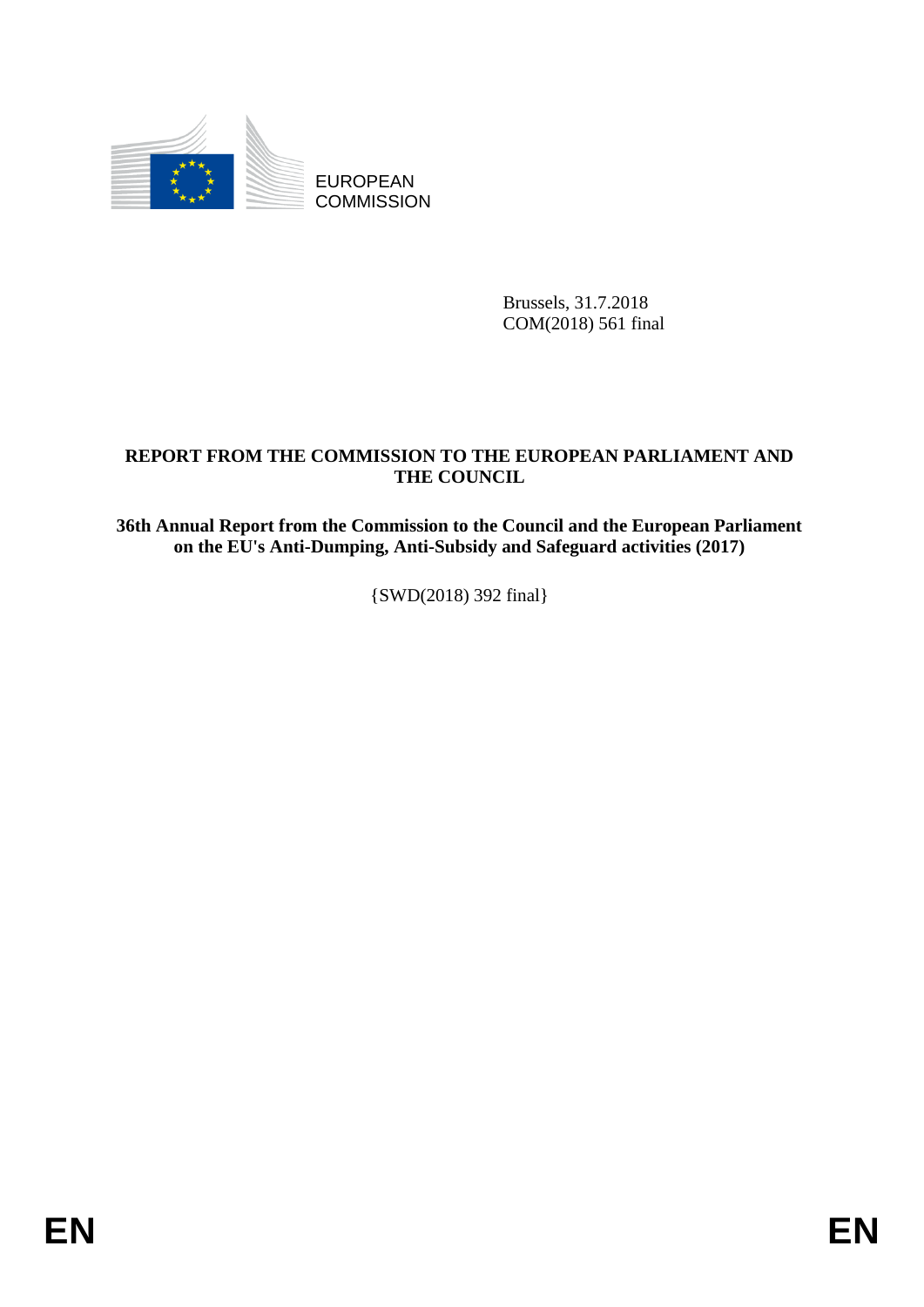EUROPEAN COMMISSION

Brussels, 31.7.2018
COM(2018) 561 final

**REPORT FROM THE COMMISSION TO THE EUROPEAN PARLIAMENT AND THE COUNCIL**

**36th Annual Report from the Commission to the Council and the European Parliament on the EU's Anti-Dumping, Anti-Subsidy and Safeguard activities (2017)**

{SWD(2018) 392 final}

EN EN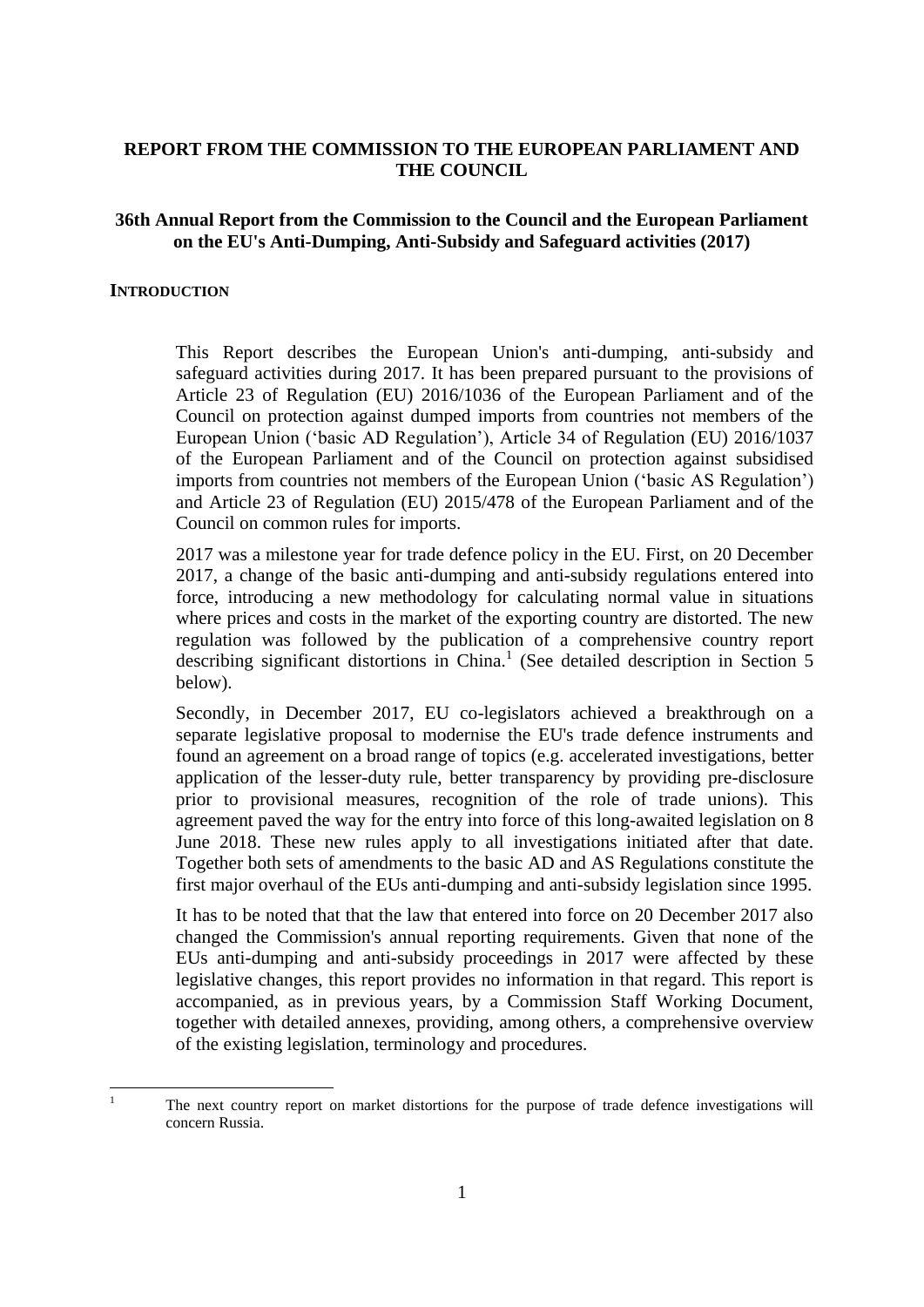**REPORT FROM THE COMMISSION TO THE EUROPEAN PARLIAMENT AND THE COUNCIL**

**36th Annual Report from the Commission to the Council and the European Parliament on the EU's Anti-Dumping, Anti-Subsidy and Safeguard activities (2017)**

## INTRODUCTION

This Report describes the European Union's anti-dumping, anti-subsidy and safeguard activities during 2017. It has been prepared pursuant to the provisions of Article 23 of Regulation (EU) 2016/1036 of the European Parliament and of the Council on protection against dumped imports from countries not members of the European Union ('basic AD Regulation'), Article 34 of Regulation (EU) 2016/1037 of the European Parliament and of the Council on protection against subsidised imports from countries not members of the European Union ('basic AS Regulation') and Article 23 of Regulation (EU) 2015/478 of the European Parliament and of the Council on common rules for imports.

2017 was a milestone year for trade defence policy in the EU. First, on 20 December 2017, a change of the basic anti-dumping and anti-subsidy regulations entered into force, introducing a new methodology for calculating normal value in situations where prices and costs in the market of the exporting country are distorted. The new regulation was followed by the publication of a comprehensive country report describing significant distortions in China.[1] (See detailed description in Section 5 below).

Secondly, in December 2017, EU co-legislators achieved a breakthrough on a separate legislative proposal to modernise the EU's trade defence instruments and found an agreement on a broad range of topics (e.g. accelerated investigations, better application of the lesser-duty rule, better transparency by providing pre-disclosure prior to provisional measures, recognition of the role of trade unions). This agreement paved the way for the entry into force of this long-awaited legislation on 8 June 2018. These new rules apply to all investigations initiated after that date. Together both sets of amendments to the basic AD and AS Regulations constitute the first major overhaul of the EUs anti-dumping and anti-subsidy legislation since 1995.

It has to be noted that that the law that entered into force on 20 December 2017 also changed the Commission's annual reporting requirements. Given that none of the EUs anti-dumping and anti-subsidy proceedings in 2017 were affected by these legislative changes, this report provides no information in that regard. This report is accompanied, as in previous years, by a Commission Staff Working Document, together with detailed annexes, providing, among others, a comprehensive overview of the existing legislation, terminology and procedures.

---

[1] The next country report on market distortions for the purpose of trade defence investigations will concern Russia.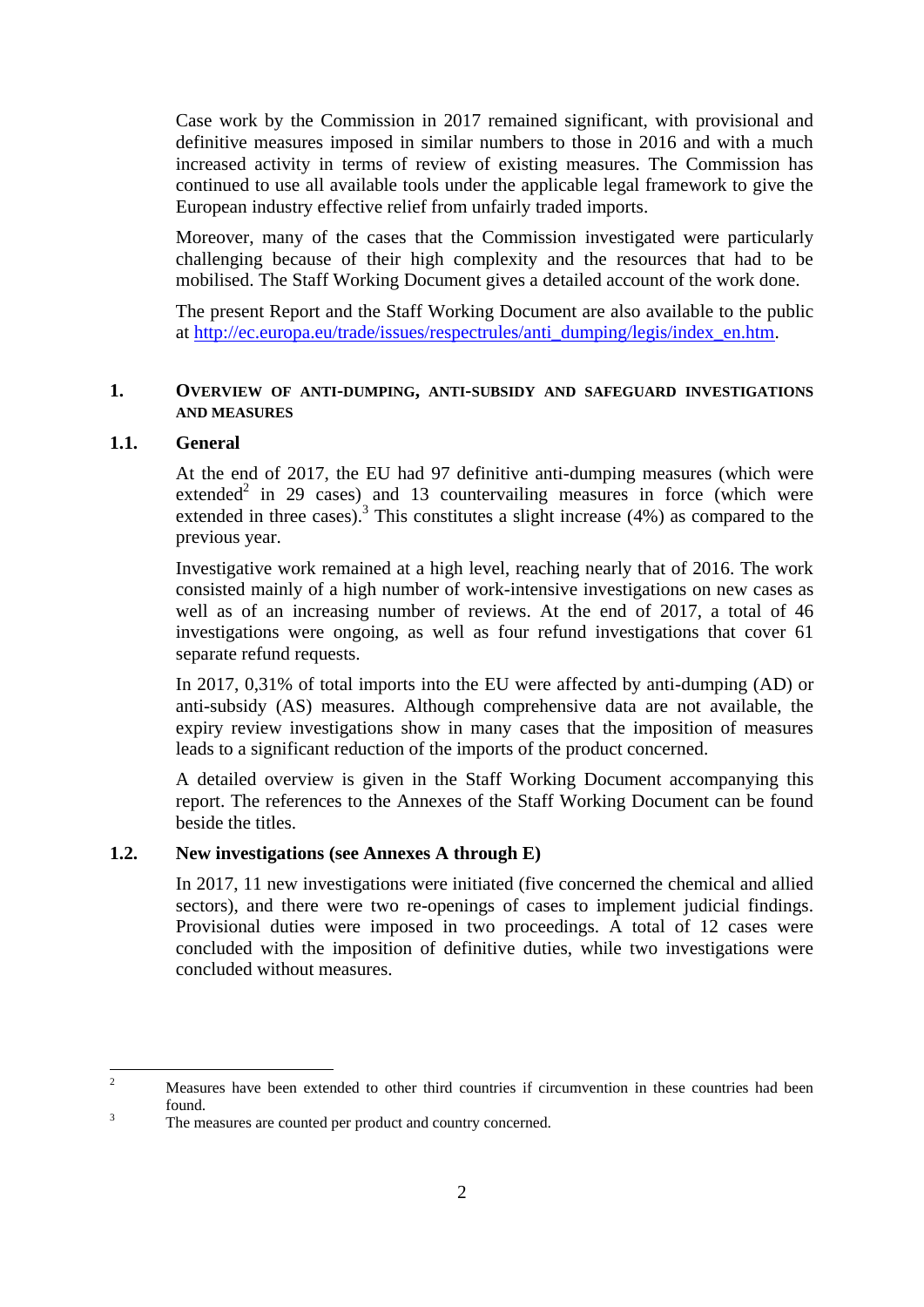Case work by the Commission in 2017 remained significant, with provisional and definitive measures imposed in similar numbers to those in 2016 and with a much increased activity in terms of review of existing measures. The Commission has continued to use all available tools under the applicable legal framework to give the European industry effective relief from unfairly traded imports.

Moreover, many of the cases that the Commission investigated were particularly challenging because of their high complexity and the resources that had to be mobilised. The Staff Working Document gives a detailed account of the work done.

The present Report and the Staff Working Document are also available to the public at http://ec.europa.eu/trade/issues/respectrules/anti_dumping/legis/index_en.htm.

## 1. Overview of anti-dumping, anti-subsidy and safeguard investigations and measures

### 1.1. General

At the end of 2017, the EU had 97 definitive anti-dumping measures (which were extended[2] in 29 cases) and 13 countervailing measures in force (which were extended in three cases).[3] This constitutes a slight increase (4%) as compared to the previous year.

Investigative work remained at a high level, reaching nearly that of 2016. The work consisted mainly of a high number of work-intensive investigations on new cases as well as of an increasing number of reviews. At the end of 2017, a total of 46 investigations were ongoing, as well as four refund investigations that cover 61 separate refund requests.

In 2017, 0,31% of total imports into the EU were affected by anti-dumping (AD) or anti-subsidy (AS) measures. Although comprehensive data are not available, the expiry review investigations show in many cases that the imposition of measures leads to a significant reduction of the imports of the product concerned.

A detailed overview is given in the Staff Working Document accompanying this report. The references to the Annexes of the Staff Working Document can be found beside the titles.

### 1.2. New investigations (see Annexes A through E)

In 2017, 11 new investigations were initiated (five concerned the chemical and allied sectors), and there were two re-openings of cases to implement judicial findings. Provisional duties were imposed in two proceedings. A total of 12 cases were concluded with the imposition of definitive duties, while two investigations were concluded without measures.

---

[2] Measures have been extended to other third countries if circumvention in these countries had been found.

[3] The measures are counted per product and country concerned.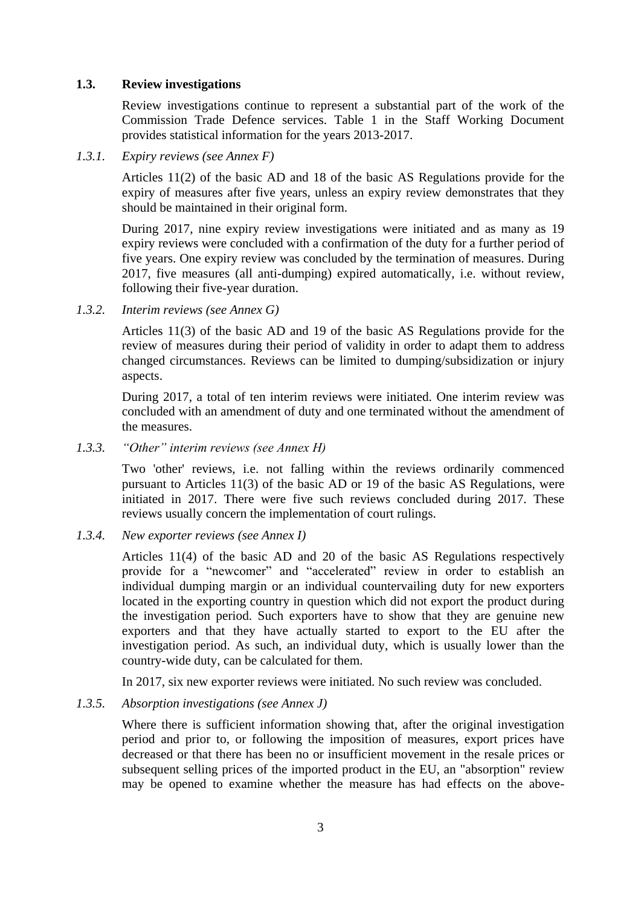## 1.3. Review investigations

Review investigations continue to represent a substantial part of the work of the Commission Trade Defence services. Table 1 in the Staff Working Document provides statistical information for the years 2013-2017.

### *1.3.1. Expiry reviews (see Annex F)*

Articles 11(2) of the basic AD and 18 of the basic AS Regulations provide for the expiry of measures after five years, unless an expiry review demonstrates that they should be maintained in their original form.

During 2017, nine expiry review investigations were initiated and as many as 19 expiry reviews were concluded with a confirmation of the duty for a further period of five years. One expiry review was concluded by the termination of measures. During 2017, five measures (all anti-dumping) expired automatically, i.e. without review, following their five-year duration.

### *1.3.2. Interim reviews (see Annex G)*

Articles 11(3) of the basic AD and 19 of the basic AS Regulations provide for the review of measures during their period of validity in order to adapt them to address changed circumstances. Reviews can be limited to dumping/subsidization or injury aspects.

During 2017, a total of ten interim reviews were initiated. One interim review was concluded with an amendment of duty and one terminated without the amendment of the measures.

### *1.3.3. "Other" interim reviews (see Annex H)*

Two 'other' reviews, i.e. not falling within the reviews ordinarily commenced pursuant to Articles 11(3) of the basic AD or 19 of the basic AS Regulations, were initiated in 2017. There were five such reviews concluded during 2017. These reviews usually concern the implementation of court rulings.

### *1.3.4. New exporter reviews (see Annex I)*

Articles 11(4) of the basic AD and 20 of the basic AS Regulations respectively provide for a "newcomer" and "accelerated" review in order to establish an individual dumping margin or an individual countervailing duty for new exporters located in the exporting country in question which did not export the product during the investigation period. Such exporters have to show that they are genuine new exporters and that they have actually started to export to the EU after the investigation period. As such, an individual duty, which is usually lower than the country-wide duty, can be calculated for them.

In 2017, six new exporter reviews were initiated. No such review was concluded.

### *1.3.5. Absorption investigations (see Annex J)*

Where there is sufficient information showing that, after the original investigation period and prior to, or following the imposition of measures, export prices have decreased or that there has been no or insufficient movement in the resale prices or subsequent selling prices of the imported product in the EU, an "absorption" review may be opened to examine whether the measure has had effects on the above-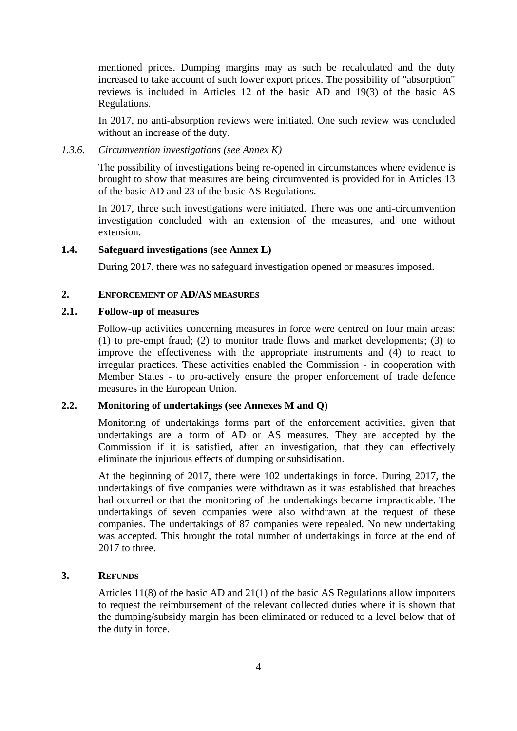mentioned prices. Dumping margins may as such be recalculated and the duty increased to take account of such lower export prices. The possibility of "absorption" reviews is included in Articles 12 of the basic AD and 19(3) of the basic AS Regulations.

In 2017, no anti-absorption reviews were initiated. One such review was concluded without an increase of the duty.

#### *1.3.6. Circumvention investigations (see Annex K)*

The possibility of investigations being re-opened in circumstances where evidence is brought to show that measures are being circumvented is provided for in Articles 13 of the basic AD and 23 of the basic AS Regulations.

In 2017, three such investigations were initiated. There was one anti-circumvention investigation concluded with an extension of the measures, and one without extension.

### **1.4. Safeguard investigations (see Annex L)**

During 2017, there was no safeguard investigation opened or measures imposed.

## **2. ENFORCEMENT OF AD/AS MEASURES**

### **2.1. Follow-up of measures**

Follow-up activities concerning measures in force were centred on four main areas: (1) to pre-empt fraud; (2) to monitor trade flows and market developments; (3) to improve the effectiveness with the appropriate instruments and (4) to react to irregular practices. These activities enabled the Commission - in cooperation with Member States - to pro-actively ensure the proper enforcement of trade defence measures in the European Union.

### **2.2. Monitoring of undertakings (see Annexes M and Q)**

Monitoring of undertakings forms part of the enforcement activities, given that undertakings are a form of AD or AS measures. They are accepted by the Commission if it is satisfied, after an investigation, that they can effectively eliminate the injurious effects of dumping or subsidisation.

At the beginning of 2017, there were 102 undertakings in force. During 2017, the undertakings of five companies were withdrawn as it was established that breaches had occurred or that the monitoring of the undertakings became impracticable. The undertakings of seven companies were also withdrawn at the request of these companies. The undertakings of 87 companies were repealed. No new undertaking was accepted. This brought the total number of undertakings in force at the end of 2017 to three.

## **3. REFUNDS**

Articles 11(8) of the basic AD and 21(1) of the basic AS Regulations allow importers to request the reimbursement of the relevant collected duties where it is shown that the dumping/subsidy margin has been eliminated or reduced to a level below that of the duty in force.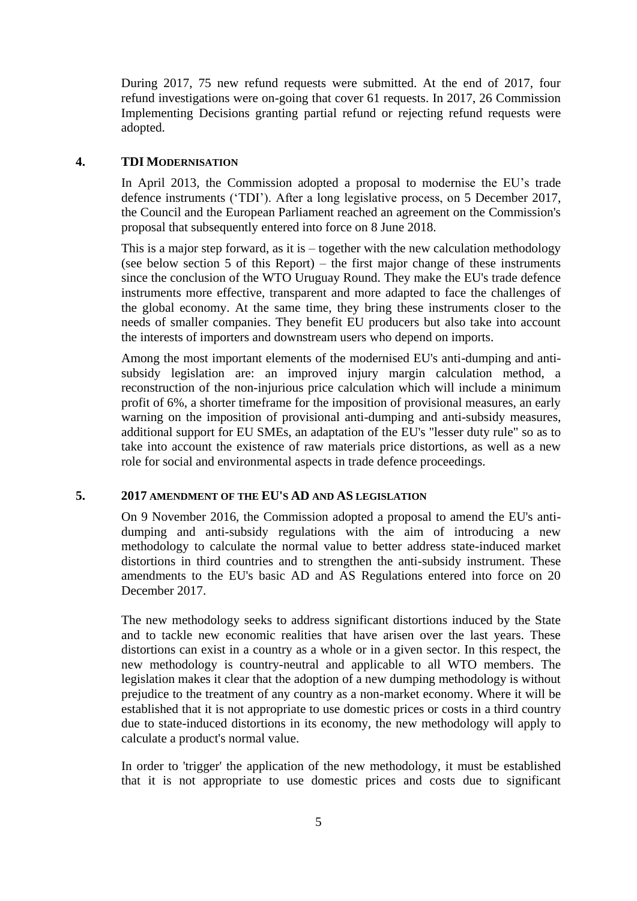During 2017, 75 new refund requests were submitted. At the end of 2017, four refund investigations were on-going that cover 61 requests. In 2017, 26 Commission Implementing Decisions granting partial refund or rejecting refund requests were adopted.

## 4. TDI MODERNISATION

In April 2013, the Commission adopted a proposal to modernise the EU's trade defence instruments ('TDI'). After a long legislative process, on 5 December 2017, the Council and the European Parliament reached an agreement on the Commission's proposal that subsequently entered into force on 8 June 2018.

This is a major step forward, as it is – together with the new calculation methodology (see below section 5 of this Report) – the first major change of these instruments since the conclusion of the WTO Uruguay Round. They make the EU's trade defence instruments more effective, transparent and more adapted to face the challenges of the global economy. At the same time, they bring these instruments closer to the needs of smaller companies. They benefit EU producers but also take into account the interests of importers and downstream users who depend on imports.

Among the most important elements of the modernised EU's anti-dumping and anti-subsidy legislation are: an improved injury margin calculation method, a reconstruction of the non-injurious price calculation which will include a minimum profit of 6%, a shorter timeframe for the imposition of provisional measures, an early warning on the imposition of provisional anti-dumping and anti-subsidy measures, additional support for EU SMEs, an adaptation of the EU's "lesser duty rule" so as to take into account the existence of raw materials price distortions, as well as a new role for social and environmental aspects in trade defence proceedings.

## 5. 2017 AMENDMENT OF THE EU'S AD AND AS LEGISLATION

On 9 November 2016, the Commission adopted a proposal to amend the EU's anti-dumping and anti-subsidy regulations with the aim of introducing a new methodology to calculate the normal value to better address state-induced market distortions in third countries and to strengthen the anti-subsidy instrument. These amendments to the EU's basic AD and AS Regulations entered into force on 20 December 2017.

The new methodology seeks to address significant distortions induced by the State and to tackle new economic realities that have arisen over the last years. These distortions can exist in a country as a whole or in a given sector. In this respect, the new methodology is country-neutral and applicable to all WTO members. The legislation makes it clear that the adoption of a new dumping methodology is without prejudice to the treatment of any country as a non-market economy. Where it will be established that it is not appropriate to use domestic prices or costs in a third country due to state-induced distortions in its economy, the new methodology will apply to calculate a product's normal value.

In order to 'trigger' the application of the new methodology, it must be established that it is not appropriate to use domestic prices and costs due to significant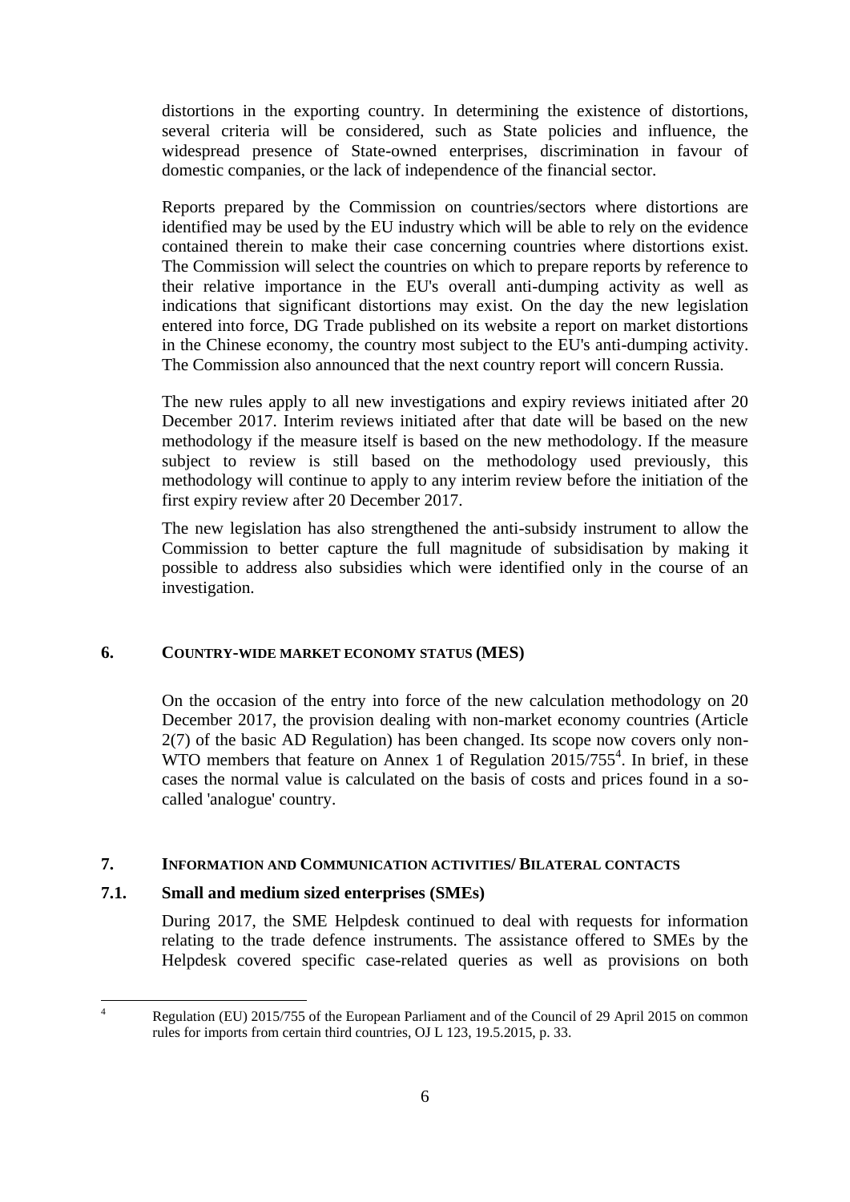distortions in the exporting country. In determining the existence of distortions, several criteria will be considered, such as State policies and influence, the widespread presence of State-owned enterprises, discrimination in favour of domestic companies, or the lack of independence of the financial sector.

Reports prepared by the Commission on countries/sectors where distortions are identified may be used by the EU industry which will be able to rely on the evidence contained therein to make their case concerning countries where distortions exist. The Commission will select the countries on which to prepare reports by reference to their relative importance in the EU's overall anti-dumping activity as well as indications that significant distortions may exist. On the day the new legislation entered into force, DG Trade published on its website a report on market distortions in the Chinese economy, the country most subject to the EU's anti-dumping activity. The Commission also announced that the next country report will concern Russia.

The new rules apply to all new investigations and expiry reviews initiated after 20 December 2017. Interim reviews initiated after that date will be based on the new methodology if the measure itself is based on the new methodology. If the measure subject to review is still based on the methodology used previously, this methodology will continue to apply to any interim review before the initiation of the first expiry review after 20 December 2017.

The new legislation has also strengthened the anti-subsidy instrument to allow the Commission to better capture the full magnitude of subsidisation by making it possible to address also subsidies which were identified only in the course of an investigation.

## 6. COUNTRY-WIDE MARKET ECONOMY STATUS (MES)

On the occasion of the entry into force of the new calculation methodology on 20 December 2017, the provision dealing with non-market economy countries (Article 2(7) of the basic AD Regulation) has been changed. Its scope now covers only non-WTO members that feature on Annex 1 of Regulation 2015/755[4]. In brief, in these cases the normal value is calculated on the basis of costs and prices found in a so-called 'analogue' country.

## 7. INFORMATION AND COMMUNICATION ACTIVITIES/ BILATERAL CONTACTS

### 7.1. Small and medium sized enterprises (SMEs)

During 2017, the SME Helpdesk continued to deal with requests for information relating to the trade defence instruments. The assistance offered to SMEs by the Helpdesk covered specific case-related queries as well as provisions on both

---

[4] Regulation (EU) 2015/755 of the European Parliament and of the Council of 29 April 2015 on common rules for imports from certain third countries, OJ L 123, 19.5.2015, p. 33.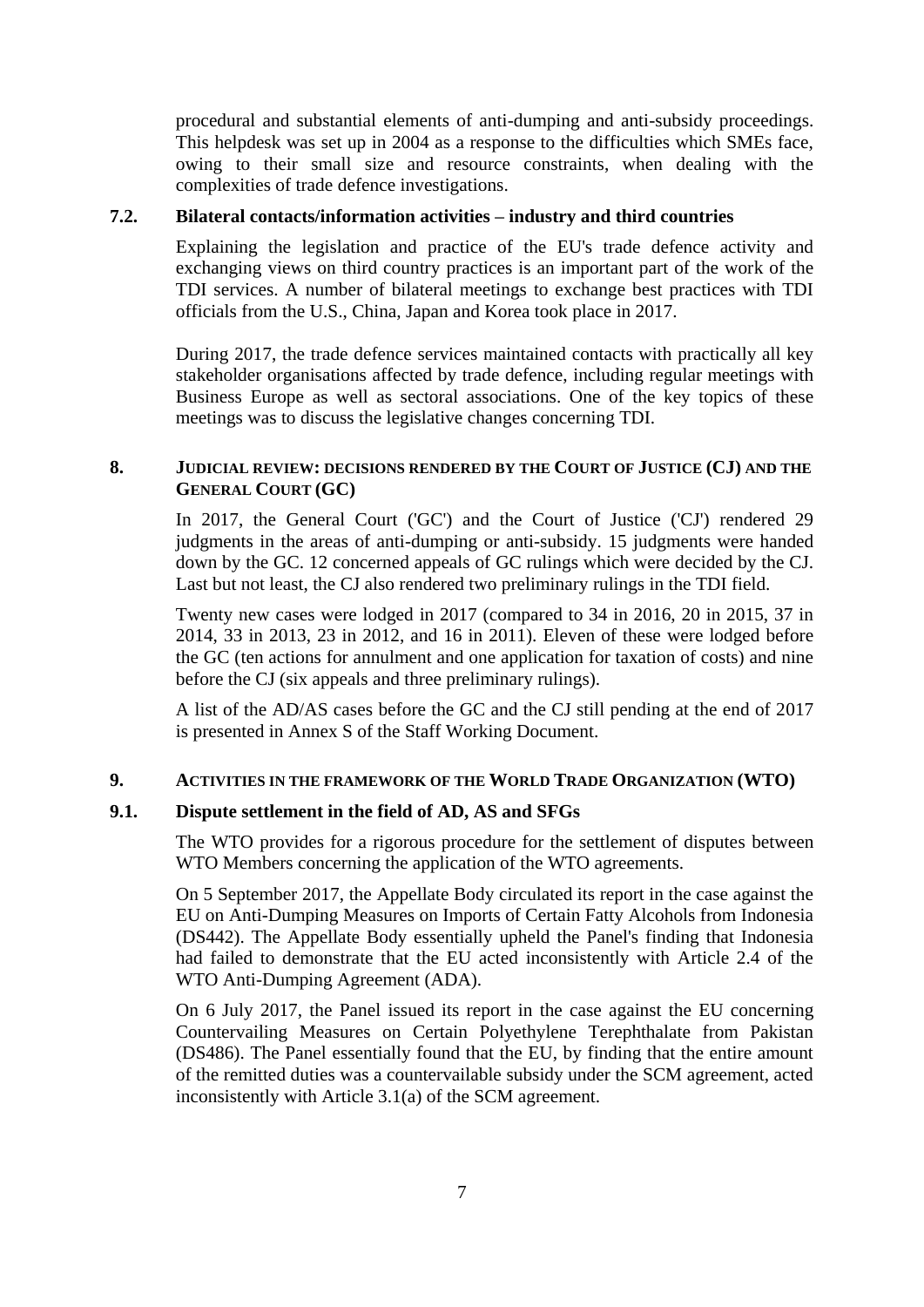procedural and substantial elements of anti-dumping and anti-subsidy proceedings. This helpdesk was set up in 2004 as a response to the difficulties which SMEs face, owing to their small size and resource constraints, when dealing with the complexities of trade defence investigations.

### 7.2. Bilateral contacts/information activities – industry and third countries

Explaining the legislation and practice of the EU's trade defence activity and exchanging views on third country practices is an important part of the work of the TDI services. A number of bilateral meetings to exchange best practices with TDI officials from the U.S., China, Japan and Korea took place in 2017.

During 2017, the trade defence services maintained contacts with practically all key stakeholder organisations affected by trade defence, including regular meetings with Business Europe as well as sectoral associations. One of the key topics of these meetings was to discuss the legislative changes concerning TDI.

## 8. Judicial review: decisions rendered by the Court of Justice (CJ) and the General Court (GC)

In 2017, the General Court ('GC') and the Court of Justice ('CJ') rendered 29 judgments in the areas of anti-dumping or anti-subsidy. 15 judgments were handed down by the GC. 12 concerned appeals of GC rulings which were decided by the CJ. Last but not least, the CJ also rendered two preliminary rulings in the TDI field.

Twenty new cases were lodged in 2017 (compared to 34 in 2016, 20 in 2015, 37 in 2014, 33 in 2013, 23 in 2012, and 16 in 2011). Eleven of these were lodged before the GC (ten actions for annulment and one application for taxation of costs) and nine before the CJ (six appeals and three preliminary rulings).

A list of the AD/AS cases before the GC and the CJ still pending at the end of 2017 is presented in Annex S of the Staff Working Document.

## 9. Activities in the framework of the World Trade Organization (WTO)

### 9.1. Dispute settlement in the field of AD, AS and SFGs

The WTO provides for a rigorous procedure for the settlement of disputes between WTO Members concerning the application of the WTO agreements.

On 5 September 2017, the Appellate Body circulated its report in the case against the EU on Anti-Dumping Measures on Imports of Certain Fatty Alcohols from Indonesia (DS442). The Appellate Body essentially upheld the Panel's finding that Indonesia had failed to demonstrate that the EU acted inconsistently with Article 2.4 of the WTO Anti-Dumping Agreement (ADA).

On 6 July 2017, the Panel issued its report in the case against the EU concerning Countervailing Measures on Certain Polyethylene Terephthalate from Pakistan (DS486). The Panel essentially found that the EU, by finding that the entire amount of the remitted duties was a countervailable subsidy under the SCM agreement, acted inconsistently with Article 3.1(a) of the SCM agreement.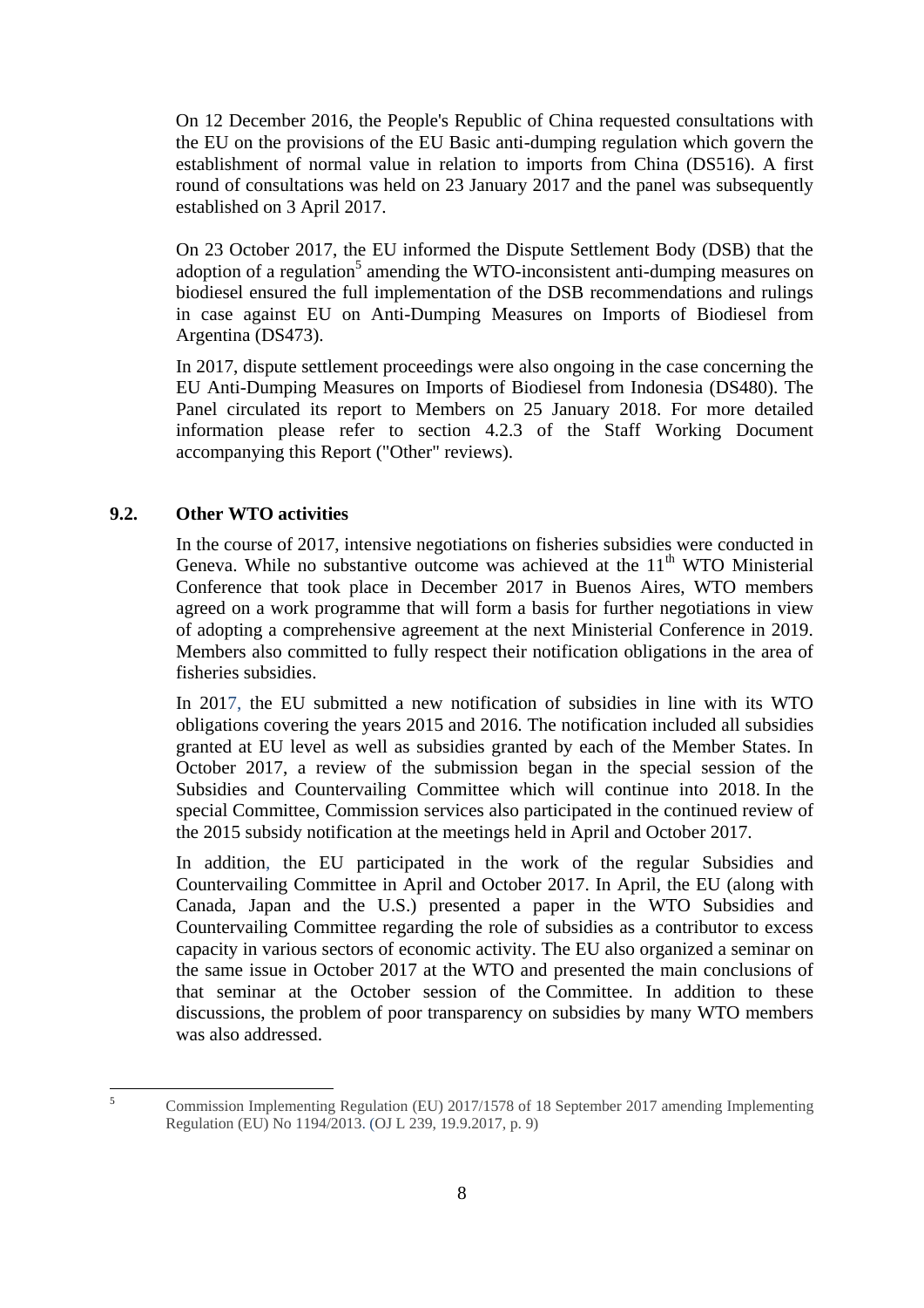On 12 December 2016, the People's Republic of China requested consultations with the EU on the provisions of the EU Basic anti-dumping regulation which govern the establishment of normal value in relation to imports from China (DS516). A first round of consultations was held on 23 January 2017 and the panel was subsequently established on 3 April 2017.

On 23 October 2017, the EU informed the Dispute Settlement Body (DSB) that the adoption of a regulation[5] amending the WTO-inconsistent anti-dumping measures on biodiesel ensured the full implementation of the DSB recommendations and rulings in case against EU on Anti-Dumping Measures on Imports of Biodiesel from Argentina (DS473).

In 2017, dispute settlement proceedings were also ongoing in the case concerning the EU Anti-Dumping Measures on Imports of Biodiesel from Indonesia (DS480). The Panel circulated its report to Members on 25 January 2018. For more detailed information please refer to section 4.2.3 of the Staff Working Document accompanying this Report ("Other" reviews).

## 9.2. Other WTO activities

In the course of 2017, intensive negotiations on fisheries subsidies were conducted in Geneva. While no substantive outcome was achieved at the 11th WTO Ministerial Conference that took place in December 2017 in Buenos Aires, WTO members agreed on a work programme that will form a basis for further negotiations in view of adopting a comprehensive agreement at the next Ministerial Conference in 2019. Members also committed to fully respect their notification obligations in the area of fisheries subsidies.

In 2017, the EU submitted a new notification of subsidies in line with its WTO obligations covering the years 2015 and 2016. The notification included all subsidies granted at EU level as well as subsidies granted by each of the Member States. In October 2017, a review of the submission began in the special session of the Subsidies and Countervailing Committee which will continue into 2018. In the special Committee, Commission services also participated in the continued review of the 2015 subsidy notification at the meetings held in April and October 2017.

In addition, the EU participated in the work of the regular Subsidies and Countervailing Committee in April and October 2017. In April, the EU (along with Canada, Japan and the U.S.) presented a paper in the WTO Subsidies and Countervailing Committee regarding the role of subsidies as a contributor to excess capacity in various sectors of economic activity. The EU also organized a seminar on the same issue in October 2017 at the WTO and presented the main conclusions of that seminar at the October session of the Committee. In addition to these discussions, the problem of poor transparency on subsidies by many WTO members was also addressed.

---

[5] Commission Implementing Regulation (EU) 2017/1578 of 18 September 2017 amending Implementing Regulation (EU) No 1194/2013. (OJ L 239, 19.9.2017, p. 9)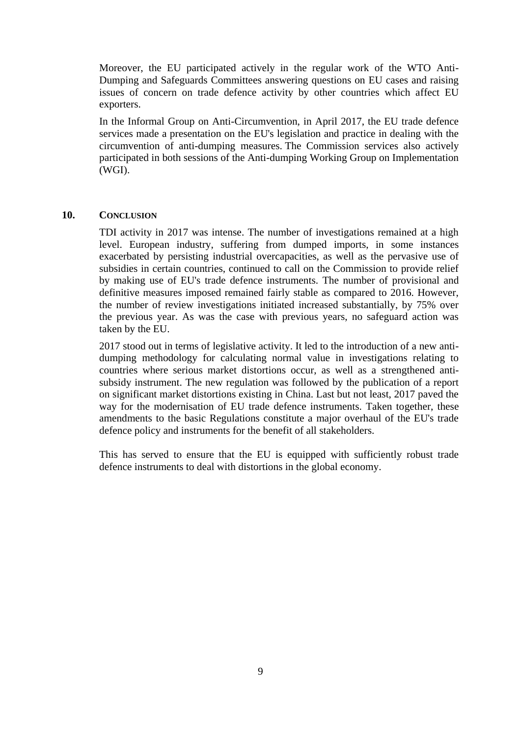Moreover, the EU participated actively in the regular work of the WTO Anti-Dumping and Safeguards Committees answering questions on EU cases and raising issues of concern on trade defence activity by other countries which affect EU exporters.

In the Informal Group on Anti-Circumvention, in April 2017, the EU trade defence services made a presentation on the EU's legislation and practice in dealing with the circumvention of anti-dumping measures. The Commission services also actively participated in both sessions of the Anti-dumping Working Group on Implementation (WGI).

## 10. CONCLUSION

TDI activity in 2017 was intense. The number of investigations remained at a high level. European industry, suffering from dumped imports, in some instances exacerbated by persisting industrial overcapacities, as well as the pervasive use of subsidies in certain countries, continued to call on the Commission to provide relief by making use of EU's trade defence instruments. The number of provisional and definitive measures imposed remained fairly stable as compared to 2016. However, the number of review investigations initiated increased substantially, by 75% over the previous year. As was the case with previous years, no safeguard action was taken by the EU.

2017 stood out in terms of legislative activity. It led to the introduction of a new anti-dumping methodology for calculating normal value in investigations relating to countries where serious market distortions occur, as well as a strengthened anti-subsidy instrument. The new regulation was followed by the publication of a report on significant market distortions existing in China. Last but not least, 2017 paved the way for the modernisation of EU trade defence instruments. Taken together, these amendments to the basic Regulations constitute a major overhaul of the EU's trade defence policy and instruments for the benefit of all stakeholders.

This has served to ensure that the EU is equipped with sufficiently robust trade defence instruments to deal with distortions in the global economy.